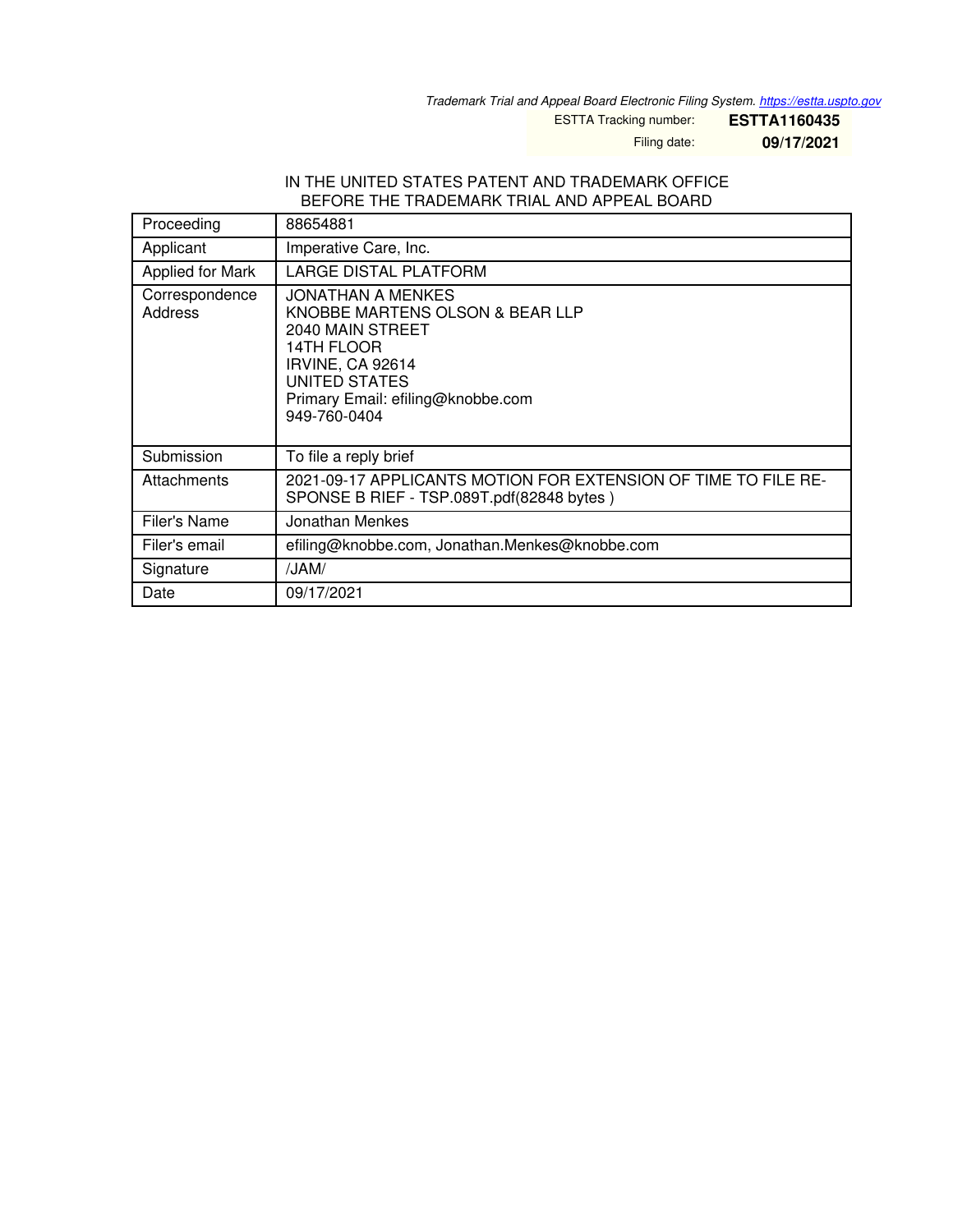*Trademark Trial and Appeal Board Electronic Filing System. https://estta.uspto.gov*

ESTTA Tracking number: **ESTTA1160435**

Filing date: **09/17/2021**

IN THE UNITED STATES PATENT AND TRADEMARK OFFICE
BEFORE THE TRADEMARK TRIAL AND APPEAL BOARD

| | |
|---|---|
| Proceeding | 88654881 |
| Applicant | Imperative Care, Inc. |
| Applied for Mark | LARGE DISTAL PLATFORM |
| Correspondence Address | JONATHAN A MENKES<br>KNOBBE MARTENS OLSON & BEAR LLP<br>2040 MAIN STREET<br>14TH FLOOR<br>IRVINE, CA 92614<br>UNITED STATES<br>Primary Email: efiling@knobbe.com<br>949-760-0404 |
| Submission | To file a reply brief |
| Attachments | 2021-09-17 APPLICANTS MOTION FOR EXTENSION OF TIME TO FILE RESPONSE B RIEF - TSP.089T.pdf(82848 bytes ) |
| Filer's Name | Jonathan Menkes |
| Filer's email | efiling@knobbe.com, Jonathan.Menkes@knobbe.com |
| Signature | /JAM/ |
| Date | 09/17/2021 |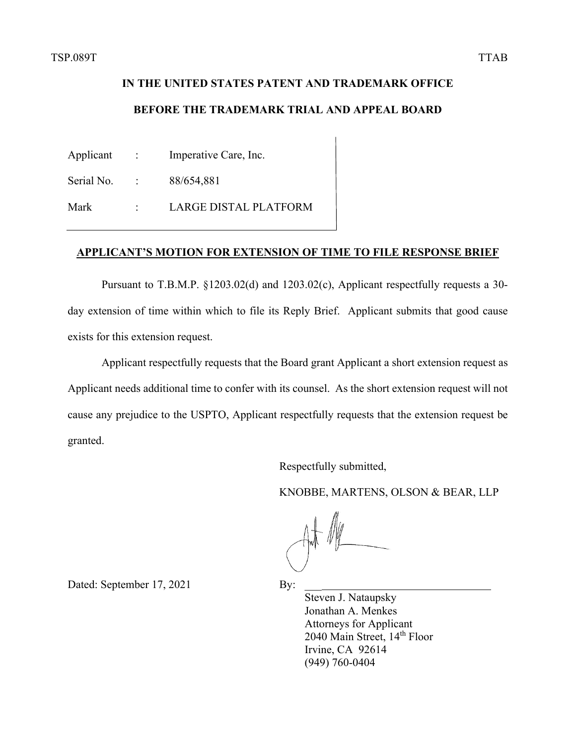TSP.089T TTAB

**IN THE UNITED STATES PATENT AND TRADEMARK OFFICE**

**BEFORE THE TRADEMARK TRIAL AND APPEAL BOARD**

| | | |
|---|---|---|
| Applicant | : | Imperative Care, Inc. |
| Serial No. | : | 88/654,881 |
| Mark | : | LARGE DISTAL PLATFORM |

**<u>APPLICANT'S MOTION FOR EXTENSION OF TIME TO FILE RESPONSE BRIEF</u>**

Pursuant to T.B.M.P. §1203.02(d) and 1203.02(c), Applicant respectfully requests a 30-day extension of time within which to file its Reply Brief. Applicant submits that good cause exists for this extension request.

Applicant respectfully requests that the Board grant Applicant a short extension request as Applicant needs additional time to confer with its counsel. As the short extension request will not cause any prejudice to the USPTO, Applicant respectfully requests that the extension request be granted.

Respectfully submitted,

KNOBBE, MARTENS, OLSON & BEAR, LLP

Dated: September 17, 2021

By: ______________________________

Steven J. Nataupsky
Jonathan A. Menkes
Attorneys for Applicant
2040 Main Street, 14th Floor
Irvine, CA 92614
(949) 760-0404